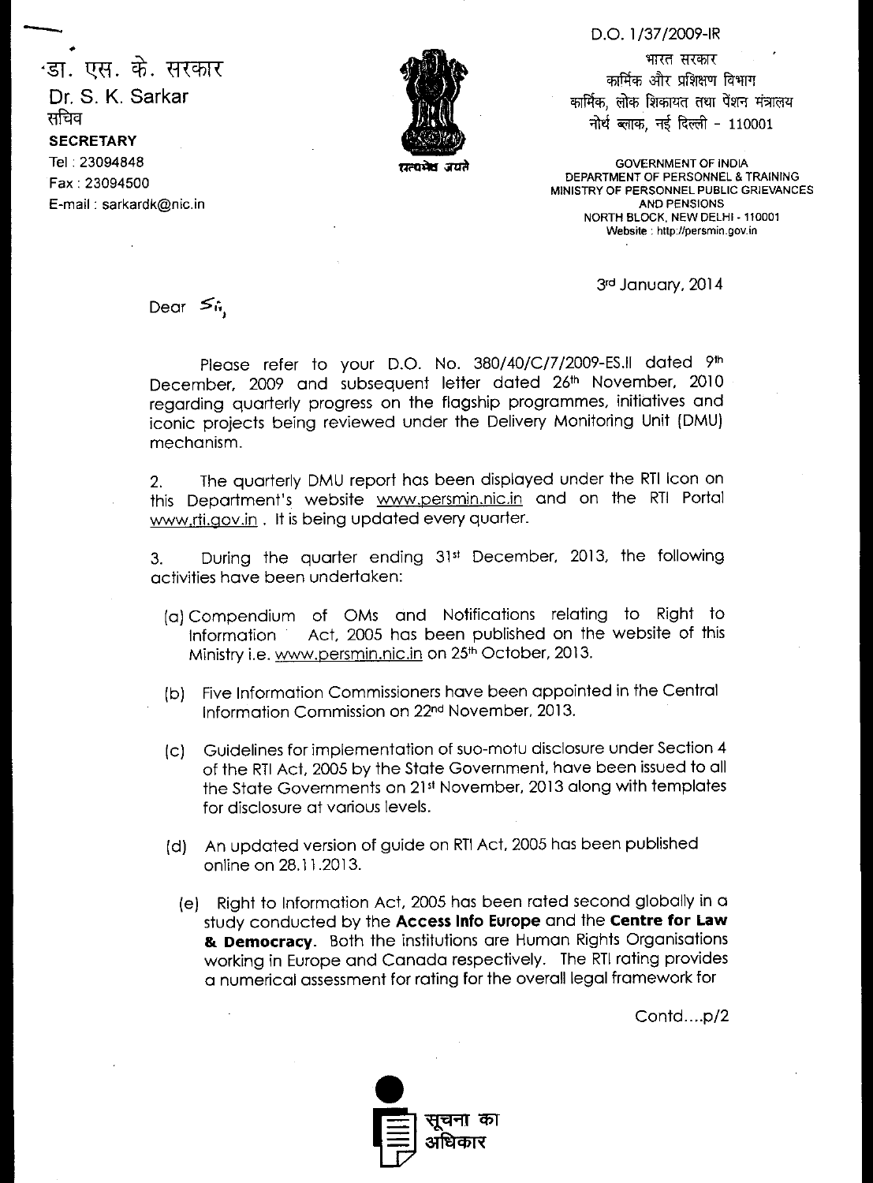डा. एस. के. सरकार
Dr. S. K. Sarkar
सचिव
**SECRETARY**
Tel : 23094848
Fax : 23094500
E-mail : sarkardk@nic.in

D.O. 1/37/2009-IR

भारत सरकार
कार्मिक और प्रशिक्षण विभाग
कार्मिक, लोक शिकायत तथा पेंशन मंत्रालय
नोर्थ ब्लाक, नई दिल्ली - 110001

GOVERNMENT OF INDIA
DEPARTMENT OF PERSONNEL & TRAINING
MINISTRY OF PERSONNEL PUBLIC GRIEVANCES AND PENSIONS
NORTH BLOCK, NEW DELHI - 110001
Website : http://persmin.gov.in

3rd January, 2014

Dear Sir,

Please refer to your D.O. No. 380/40/C/7/2009-ES.II dated 9th December, 2009 and subsequent letter dated 26th November, 2010 regarding quarterly progress on the flagship programmes, initiatives and iconic projects being reviewed under the Delivery Monitoring Unit (DMU) mechanism.

2. The quarterly DMU report has been displayed under the RTI Icon on this Department's website www.persmin.nic.in and on the RTI Portal www.rti.gov.in . It is being updated every quarter.

3. During the quarter ending 31st December, 2013, the following activities have been undertaken:

(a) Compendium of OMs and Notifications relating to Right to Information Act, 2005 has been published on the website of this Ministry i.e. www.persmin.nic.in on 25th October, 2013.

(b) Five Information Commissioners have been appointed in the Central Information Commission on 22nd November, 2013.

(c) Guidelines for implementation of suo-motu disclosure under Section 4 of the RTI Act, 2005 by the State Government, have been issued to all the State Governments on 21st November, 2013 along with templates for disclosure at various levels.

(d) An updated version of guide on RTI Act, 2005 has been published online on 28.11.2013.

(e) Right to Information Act, 2005 has been rated second globally in a study conducted by the **Access Info Europe** and the **Centre for Law & Democracy**. Both the institutions are Human Rights Organisations working in Europe and Canada respectively. The RTI rating provides a numerical assessment for rating for the overall legal framework for

Contd....p/2

सूचना का अधिकार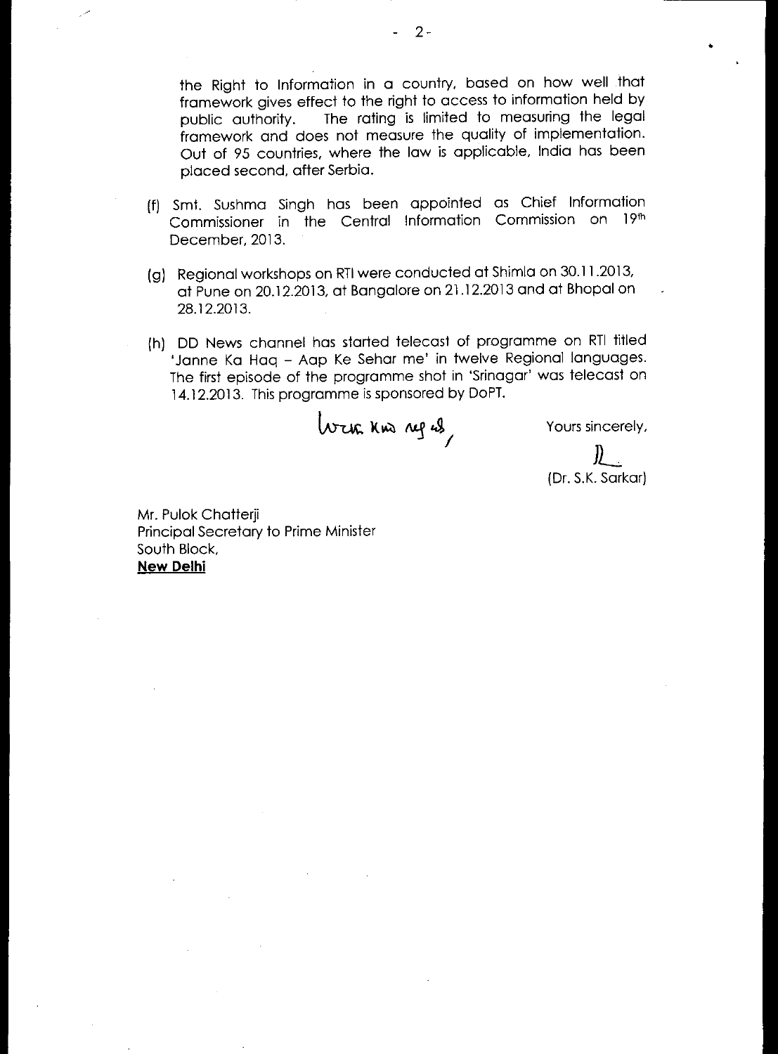the Right to Information in a country, based on how well that framework gives effect to the right to access to information held by public authority. The rating is limited to measuring the legal framework and does not measure the quality of implementation. Out of 95 countries, where the law is applicable, India has been placed second, after Serbia.

(f) Smt. Sushma Singh has been appointed as Chief Information Commissioner in the Central Information Commission on 19th December, 2013.

(g) Regional workshops on RTI were conducted at Shimla on 30.11.2013, at Pune on 20.12.2013, at Bangalore on 21.12.2013 and at Bhopal on 28.12.2013.

(h) DD News channel has started telecast of programme on RTI titled 'Janne Ka Haq – Aap Ke Sehar me' in twelve Regional languages. The first episode of the programme shot in 'Srinagar' was telecast on 14.12.2013. This programme is sponsored by DoPT.

With kind regards,

Yours sincerely,

(Dr. S.K. Sarkar)

Mr. Pulok Chatterji
Principal Secretary to Prime Minister
South Block,
**New Delhi**